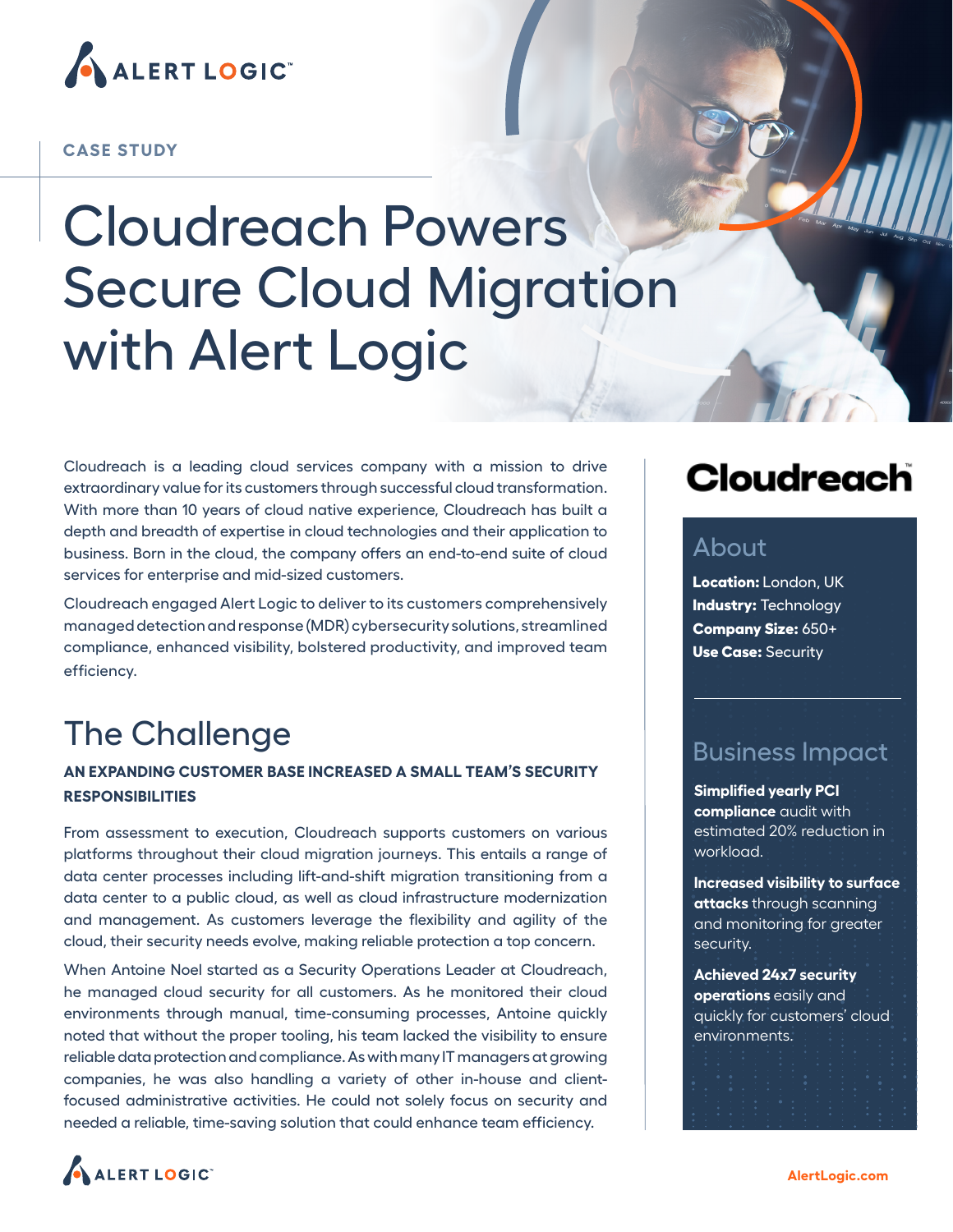CASE STUDY

# Cloudreach Powers Secure Cloud Migration with Alert Logic

Cloudreach is a leading cloud services company with a mission to drive extraordinary value for its customers through successful cloud transformation. With more than 10 years of cloud native experience, Cloudreach has built a depth and breadth of expertise in cloud technologies and their application to business. Born in the cloud, the company offers an end-to-end suite of cloud services for enterprise and mid-sized customers.

Cloudreach engaged Alert Logic to deliver to its customers comprehensively managed detection and response (MDR) cybersecurity solutions, streamlined compliance, enhanced visibility, bolstered productivity, and improved team efficiency.

## The Challenge

**AN EXPANDING CUSTOMER BASE INCREASED A SMALL TEAM'S SECURITY RESPONSIBILITIES**

From assessment to execution, Cloudreach supports customers on various platforms throughout their cloud migration journeys. This entails a range of data center processes including lift-and-shift migration transitioning from a data center to a public cloud, as well as cloud infrastructure modernization and management. As customers leverage the flexibility and agility of the cloud, their security needs evolve, making reliable protection a top concern.

When Antoine Noel started as a Security Operations Leader at Cloudreach, he managed cloud security for all customers. As he monitored their cloud environments through manual, time-consuming processes, Antoine quickly noted that without the proper tooling, his team lacked the visibility to ensure reliable data protection and compliance. As with many IT managers at growing companies, he was also handling a variety of other in-house and client-focused administrative activities. He could not solely focus on security and needed a reliable, time-saving solution that could enhance team efficiency.

**Cloudreach**

## About

**Location:** London, UK
**Industry:** Technology
**Company Size:** 650+
**Use Case:** Security

## Business Impact

**Simplified yearly PCI compliance** audit with estimated 20% reduction in workload.

**Increased visibility to surface attacks** through scanning and monitoring for greater security.

**Achieved 24x7 security operations** easily and quickly for customers' cloud environments.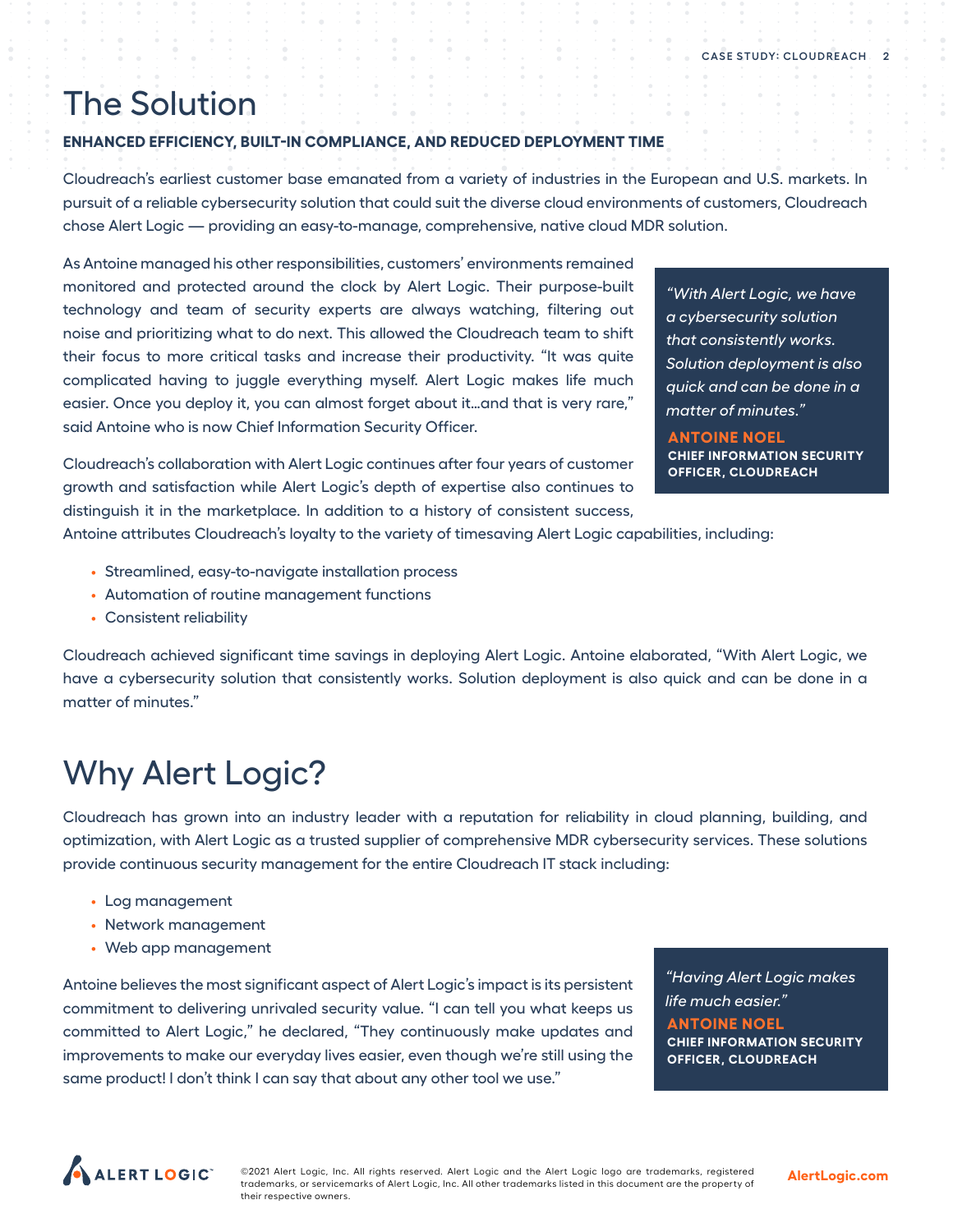# The Solution

**ENHANCED EFFICIENCY, BUILT-IN COMPLIANCE, AND REDUCED DEPLOYMENT TIME**

Cloudreach's earliest customer base emanated from a variety of industries in the European and U.S. markets. In pursuit of a reliable cybersecurity solution that could suit the diverse cloud environments of customers, Cloudreach chose Alert Logic — providing an easy-to-manage, comprehensive, native cloud MDR solution.

As Antoine managed his other responsibilities, customers' environments remained monitored and protected around the clock by Alert Logic. Their purpose-built technology and team of security experts are always watching, filtering out noise and prioritizing what to do next. This allowed the Cloudreach team to shift their focus to more critical tasks and increase their productivity. "It was quite complicated having to juggle everything myself. Alert Logic makes life much easier. Once you deploy it, you can almost forget about it…and that is very rare," said Antoine who is now Chief Information Security Officer.

> *"With Alert Logic, we have a cybersecurity solution that consistently works. Solution deployment is also quick and can be done in a matter of minutes."*
>
> **ANTOINE NOEL**
> **CHIEF INFORMATION SECURITY OFFICER, CLOUDREACH**

Cloudreach's collaboration with Alert Logic continues after four years of customer growth and satisfaction while Alert Logic's depth of expertise also continues to distinguish it in the marketplace. In addition to a history of consistent success, Antoine attributes Cloudreach's loyalty to the variety of timesaving Alert Logic capabilities, including:

- Streamlined, easy-to-navigate installation process
- Automation of routine management functions
- Consistent reliability

Cloudreach achieved significant time savings in deploying Alert Logic. Antoine elaborated, "With Alert Logic, we have a cybersecurity solution that consistently works. Solution deployment is also quick and can be done in a matter of minutes."

# Why Alert Logic?

Cloudreach has grown into an industry leader with a reputation for reliability in cloud planning, building, and optimization, with Alert Logic as a trusted supplier of comprehensive MDR cybersecurity services. These solutions provide continuous security management for the entire Cloudreach IT stack including:

- Log management
- Network management
- Web app management

Antoine believes the most significant aspect of Alert Logic's impact is its persistent commitment to delivering unrivaled security value. "I can tell you what keeps us committed to Alert Logic," he declared, "They continuously make updates and improvements to make our everyday lives easier, even though we're still using the same product! I don't think I can say that about any other tool we use."

> *"Having Alert Logic makes life much easier."*
>
> **ANTOINE NOEL**
> **CHIEF INFORMATION SECURITY OFFICER, CLOUDREACH**

ALERT LOGIC

©2021 Alert Logic, Inc. All rights reserved. Alert Logic and the Alert Logic logo are trademarks, registered trademarks, or servicemarks of Alert Logic, Inc. All other trademarks listed in this document are the property of their respective owners.

AlertLogic.com